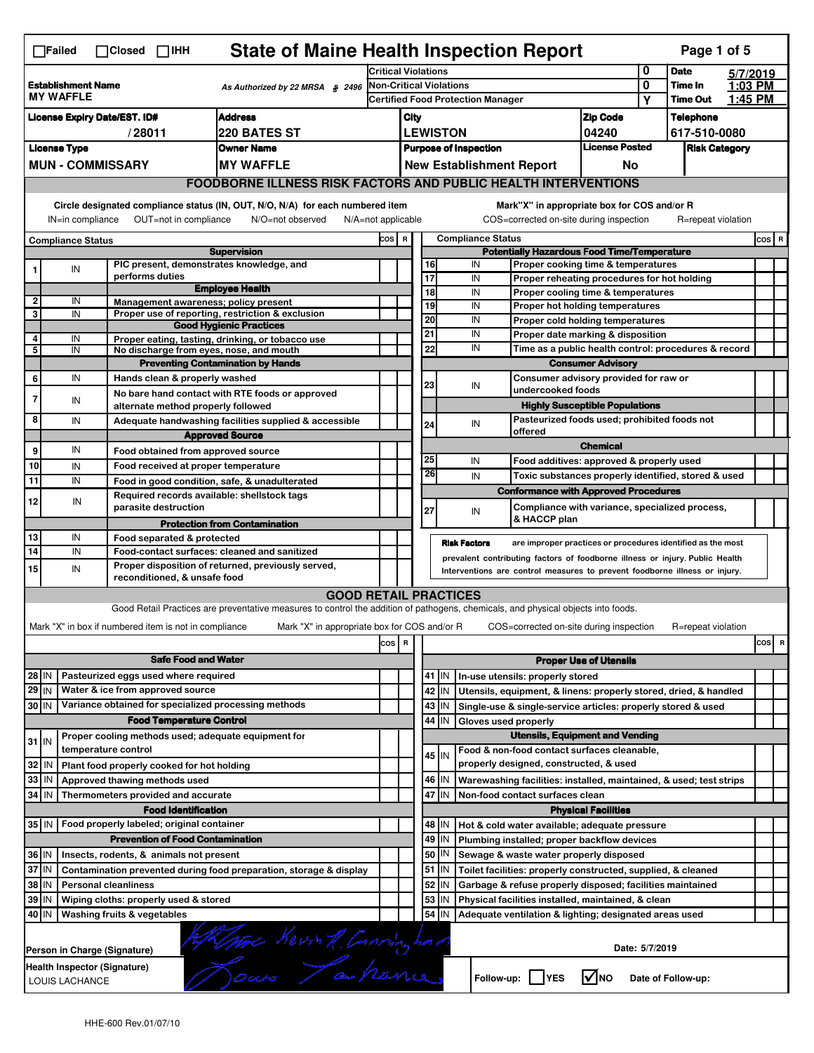# State of Maine Health Inspection Report

☐Failed ☐Closed ☐IHH

| Establishment Name | As Authorized by 22 MRSA § 2496 | Critical Violations | 0 | Date | 5/7/2019 |
|---|---|---|---|---|---|
| MY WAFFLE | | Non-Critical Violations | 0 | Time In | 1:03 PM |
| | | Certified Food Protection Manager | Y | Time Out | 1:45 PM |

| License Expiry Date/EST. ID# | Address | City | Zip Code | Telephone |
|---|---|---|---|---|
| / 28011 | 220 BATES ST | LEWISTON | 04240 | 617-510-0080 |

| License Type | Owner Name | Purpose of Inspection | License Posted | Risk Category |
|---|---|---|---|---|
| MUN - COMMISSARY | MY WAFFLE | New Establishment Report | No | |

## FOODBORNE ILLNESS RISK FACTORS AND PUBLIC HEALTH INTERVENTIONS

Circle designated compliance status (IN, OUT, N/O, N/A) for each numbered item
IN=in compliance OUT=not in compliance N/O=not observed N/A=not applicable

Mark"X" in appropriate box for COS and/or R
COS=corrected on-site during inspection R=repeat violation

| # | Compliance Status | | COS | R |
|---|---|---|---|---|
| | | **Supervision** | | |
| 1 | IN | PIC present, demonstrates knowledge, and performs duties | | |
| | | **Employee Health** | | |
| 2 | IN | Management awareness; policy present | | |
| 3 | IN | Proper use of reporting, restriction & exclusion | | |
| | | **Good Hygienic Practices** | | |
| 4 | IN | Proper eating, tasting, drinking, or tobacco use | | |
| 5 | IN | No discharge from eyes, nose, and mouth | | |
| | | **Preventing Contamination by Hands** | | |
| 6 | IN | Hands clean & properly washed | | |
| 7 | IN | No bare hand contact with RTE foods or approved alternate method properly followed | | |
| 8 | IN | Adequate handwashing facilities supplied & accessible | | |
| | | **Approved Source** | | |
| 9 | IN | Food obtained from approved source | | |
| 10 | IN | Food received at proper temperature | | |
| 11 | IN | Food in good condition, safe, & unadulterated | | |
| 12 | IN | Required records available: shellstock tags parasite destruction | | |
| | | **Protection from Contamination** | | |
| 13 | IN | Food separated & protected | | |
| 14 | IN | Food-contact surfaces: cleaned and sanitized | | |
| 15 | IN | Proper disposition of returned, previously served, reconditioned, & unsafe food | | |
| | | **Potentially Hazardous Food Time/Temperature** | | |
| 16 | IN | Proper cooking time & temperatures | | |
| 17 | IN | Proper reheating procedures for hot holding | | |
| 18 | IN | Proper cooling time & temperatures | | |
| 19 | IN | Proper hot holding temperatures | | |
| 20 | IN | Proper cold holding temperatures | | |
| 21 | IN | Proper date marking & disposition | | |
| 22 | IN | Time as a public health control: procedures & record | | |
| | | **Consumer Advisory** | | |
| 23 | IN | Consumer advisory provided for raw or undercooked foods | | |
| | | **Highly Susceptible Populations** | | |
| 24 | IN | Pasteurized foods used; prohibited foods not offered | | |
| | | **Chemical** | | |
| 25 | IN | Food additives: approved & properly used | | |
| 26 | IN | Toxic substances properly identified, stored & used | | |
| | | **Conformance with Approved Procedures** | | |
| 27 | IN | Compliance with variance, specialized process, & HACCP plan | | |

**Risk Factors** are improper practices or procedures identified as the most prevalent contributing factors of foodborne illness or injury. Public Health Interventions are control measures to prevent foodborne illness or injury.

## GOOD RETAIL PRACTICES

Good Retail Practices are preventative measures to control the addition of pathogens, chemicals, and physical objects into foods.

Mark "X" in box if numbered item is not in compliance Mark "X" in appropriate box for COS and/or R COS=corrected on-site during inspection R=repeat violation

| # | Status | | COS | R |
|---|---|---|---|---|
| | | **Safe Food and Water** | | |
| 28 | IN | Pasteurized eggs used where required | | |
| 29 | IN | Water & ice from approved source | | |
| 30 | IN | Variance obtained for specialized processing methods | | |
| | | **Food Temperature Control** | | |
| 31 | IN | Proper cooling methods used; adequate equipment for temperature control | | |
| 32 | IN | Plant food properly cooked for hot holding | | |
| 33 | IN | Approved thawing methods used | | |
| 34 | IN | Thermometers provided and accurate | | |
| | | **Food Identification** | | |
| 35 | IN | Food properly labeled; original container | | |
| | | **Prevention of Food Contamination** | | |
| 36 | IN | Insects, rodents, & animals not present | | |
| 37 | IN | Contamination prevented during food preparation, storage & display | | |
| 38 | IN | Personal cleanliness | | |
| 39 | IN | Wiping cloths: properly used & stored | | |
| 40 | IN | Washing fruits & vegetables | | |
| | | **Proper Use of Utensils** | | |
| 41 | IN | In-use utensils: properly stored | | |
| 42 | IN | Utensils, equipment, & linens: properly stored, dried, & handled | | |
| 43 | IN | Single-use & single-service articles: properly stored & used | | |
| 44 | IN | Gloves used properly | | |
| | | **Utensils, Equipment and Vending** | | |
| 45 | IN | Food & non-food contact surfaces cleanable, properly designed, constructed, & used | | |
| 46 | IN | Warewashing facilities: installed, maintained, & used; test strips | | |
| 47 | IN | Non-food contact surfaces clean | | |
| | | **Physical Facilities** | | |
| 48 | IN | Hot & cold water available; adequate pressure | | |
| 49 | IN | Plumbing installed; proper backflow devices | | |
| 50 | IN | Sewage & waste water properly disposed | | |
| 51 | IN | Toilet facilities: properly constructed, supplied, & cleaned | | |
| 52 | IN | Garbage & refuse properly disposed; facilities maintained | | |
| 53 | IN | Physical facilities installed, maintained, & clean | | |
| 54 | IN | Adequate ventilation & lighting; designated areas used | | |

Person in Charge (Signature): Kevin R. Cunningham

Date: 5/7/2019

Health Inspector (Signature): LOUIS LACHANCE

Follow-up: ☐YES ☑NO Date of Follow-up:

HHE-600 Rev.01/07/10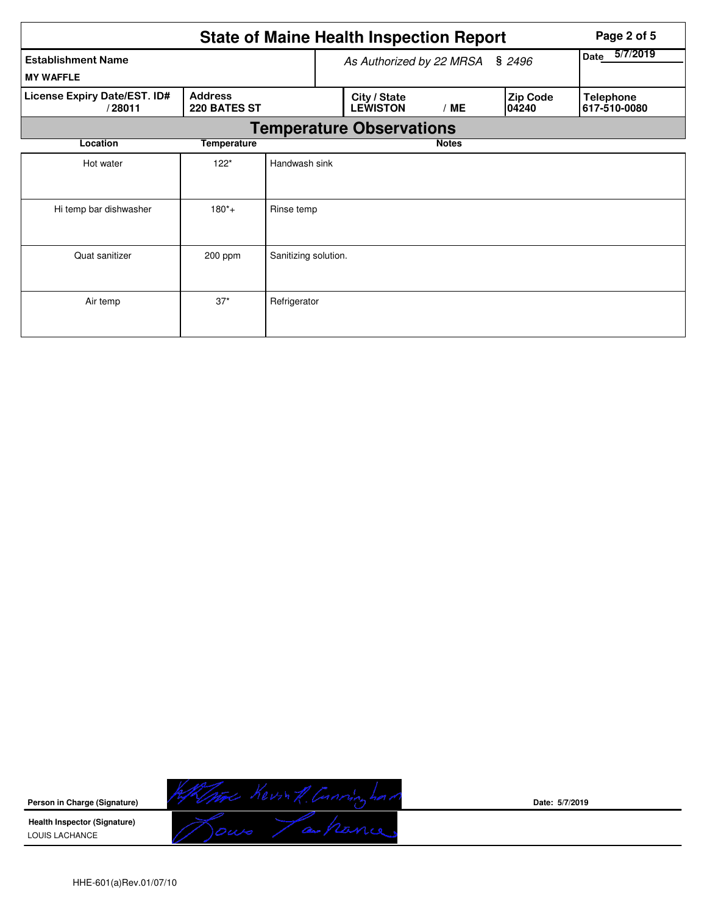# State of Maine Health Inspection Report

| Establishment Name | As Authorized by 22 MRSA § 2496 | Date 5/7/2019 |
|---|---|---|
| MY WAFFLE | | |

| License Expiry Date/EST. ID# | Address | City / State | Zip Code | Telephone |
|---|---|---|---|---|
| / 28011 | 220 BATES ST | LEWISTON / ME | 04240 | 617-510-0080 |

## Temperature Observations

| Location | Temperature | Notes |
|---|---|---|
| Hot water | 122* | Handwash sink |
| Hi temp bar dishwasher | 180*+ | Rinse temp |
| Quat sanitizer | 200 ppm | Sanitizing solution. |
| Air temp | 37* | Refrigerator |

**Person in Charge (Signature)** Kevin R. Cunningham **Date:** 5/7/2019

**Health Inspector (Signature)**
LOUIS LACHANCE

HHE-601(a)Rev.01/07/10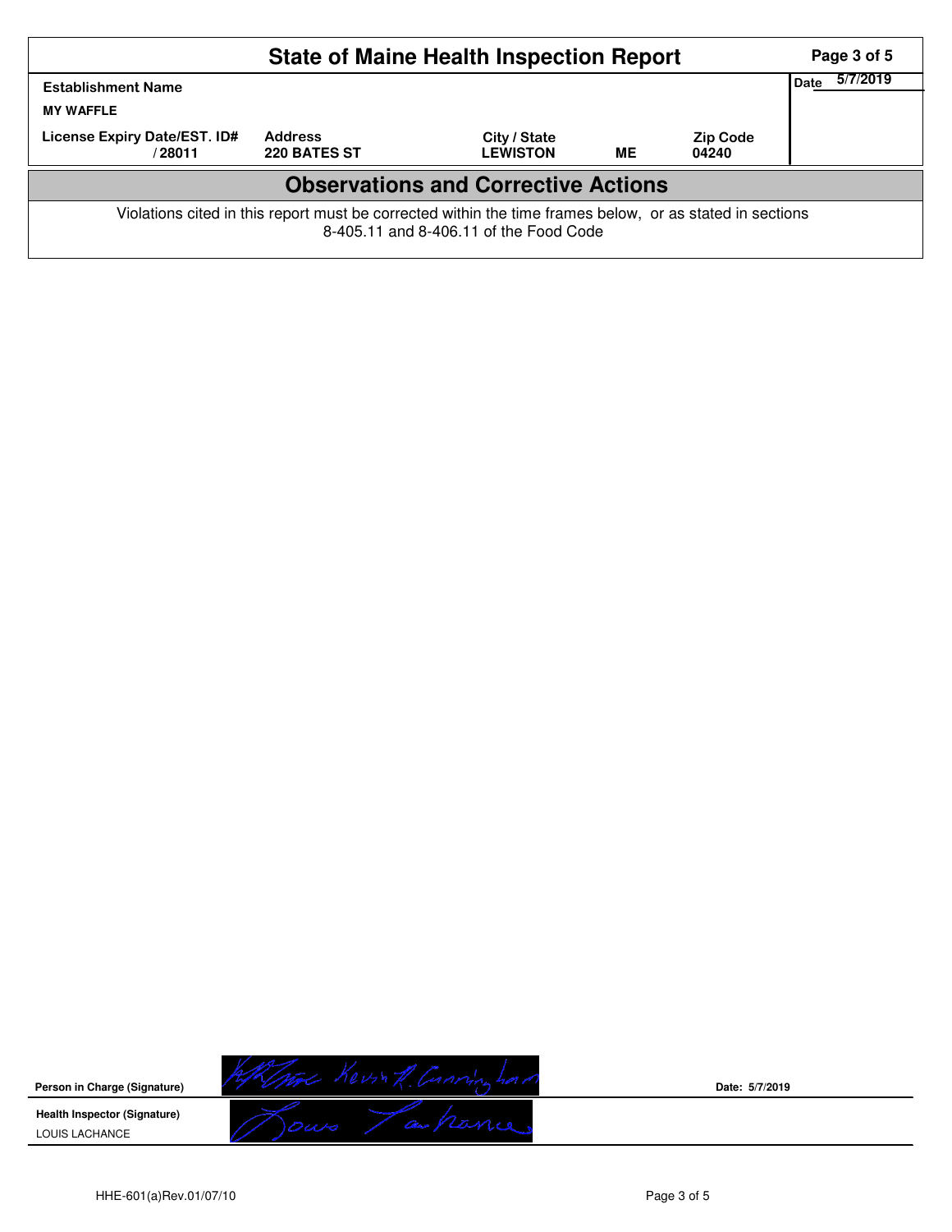# State of Maine Health Inspection Report

| Establishment Name | | | | | Date 5/7/2019 |
|---|---|---|---|---|---|
| MY WAFFLE | | | | | |
| License Expiry Date/EST. ID# | Address | City / State | | Zip Code | |
| / 28011 | 220 BATES ST | LEWISTON | ME | 04240 | |

## Observations and Corrective Actions

Violations cited in this report must be corrected within the time frames below, or as stated in sections 8-405.11 and 8-406.11 of the Food Code

**Person in Charge (Signature)** Kevin R. Cunningham **Date: 5/7/2019**

**Health Inspector (Signature)** Louis Lachance

LOUIS LACHANCE

HHE-601(a)Rev.01/07/10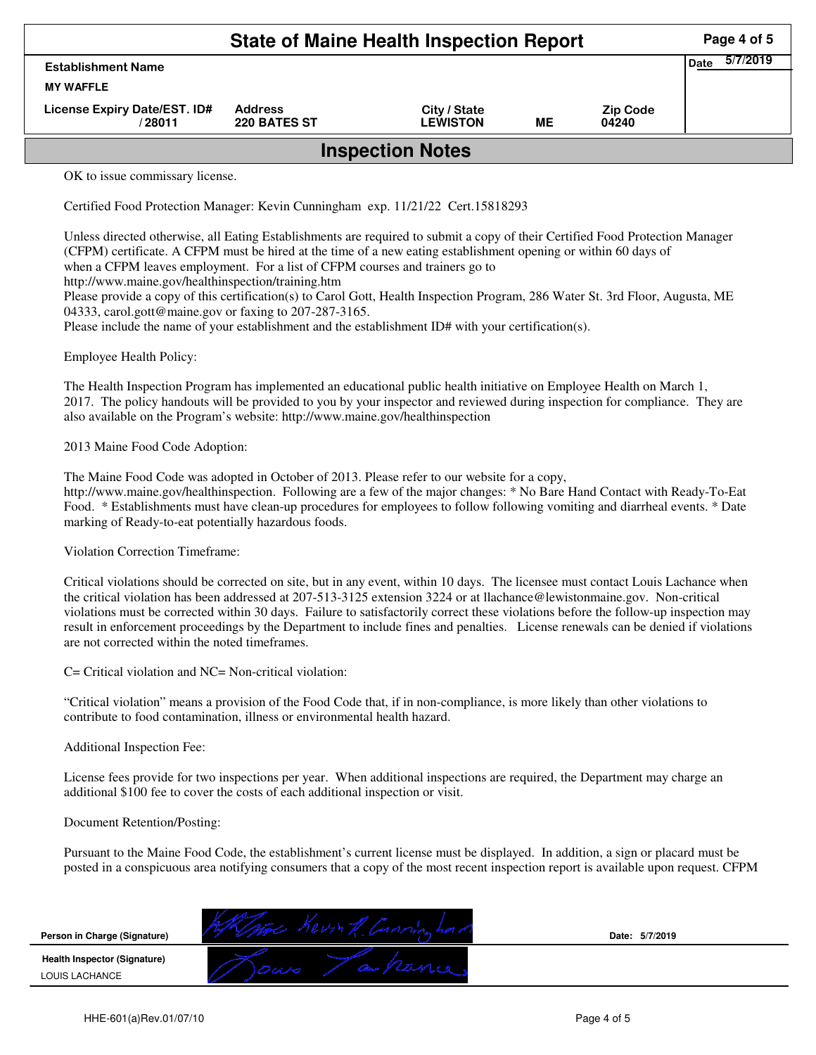# State of Maine Health Inspection Report

| Establishment Name | | | | | Date 5/7/2019 |
|---|---|---|---|---|---|
| MY WAFFLE | | | | | |
| License Expiry Date/EST. ID# | Address | City / State | | Zip Code | |
| / 28011 | 220 BATES ST | LEWISTON | ME | 04240 | |

## Inspection Notes

OK to issue commissary license.

Certified Food Protection Manager: Kevin Cunningham exp. 11/21/22 Cert.15818293

Unless directed otherwise, all Eating Establishments are required to submit a copy of their Certified Food Protection Manager (CFPM) certificate. A CFPM must be hired at the time of a new eating establishment opening or within 60 days of when a CFPM leaves employment. For a list of CFPM courses and trainers go to http://www.maine.gov/healthinspection/training.htm
Please provide a copy of this certification(s) to Carol Gott, Health Inspection Program, 286 Water St. 3rd Floor, Augusta, ME 04333, carol.gott@maine.gov or faxing to 207-287-3165.
Please include the name of your establishment and the establishment ID# with your certification(s).

Employee Health Policy:

The Health Inspection Program has implemented an educational public health initiative on Employee Health on March 1, 2017. The policy handouts will be provided to you by your inspector and reviewed during inspection for compliance. They are also available on the Program's website: http://www.maine.gov/healthinspection

2013 Maine Food Code Adoption:

The Maine Food Code was adopted in October of 2013. Please refer to our website for a copy, http://www.maine.gov/healthinspection. Following are a few of the major changes: * No Bare Hand Contact with Ready-To-Eat Food. * Establishments must have clean-up procedures for employees to follow following vomiting and diarrheal events. * Date marking of Ready-to-eat potentially hazardous foods.

Violation Correction Timeframe:

Critical violations should be corrected on site, but in any event, within 10 days. The licensee must contact Louis Lachance when the critical violation has been addressed at 207-513-3125 extension 3224 or at llachance@lewistonmaine.gov. Non-critical violations must be corrected within 30 days. Failure to satisfactorily correct these violations before the follow-up inspection may result in enforcement proceedings by the Department to include fines and penalties. License renewals can be denied if violations are not corrected within the noted timeframes.

C= Critical violation and NC= Non-critical violation:

"Critical violation" means a provision of the Food Code that, if in non-compliance, is more likely than other violations to contribute to food contamination, illness or environmental health hazard.

Additional Inspection Fee:

License fees provide for two inspections per year. When additional inspections are required, the Department may charge an additional $100 fee to cover the costs of each additional inspection or visit.

Document Retention/Posting:

Pursuant to the Maine Food Code, the establishment's current license must be displayed. In addition, a sign or placard must be posted in a conspicuous area notifying consumers that a copy of the most recent inspection report is available upon request. CFPM

| | | |
|---|---|---|
| Person in Charge (Signature) | Kevin R. Cunningham | Date: 5/7/2019 |
| Health Inspector (Signature) LOUIS LACHANCE | Louis Lachance | |

HHE-601(a)Rev.01/07/10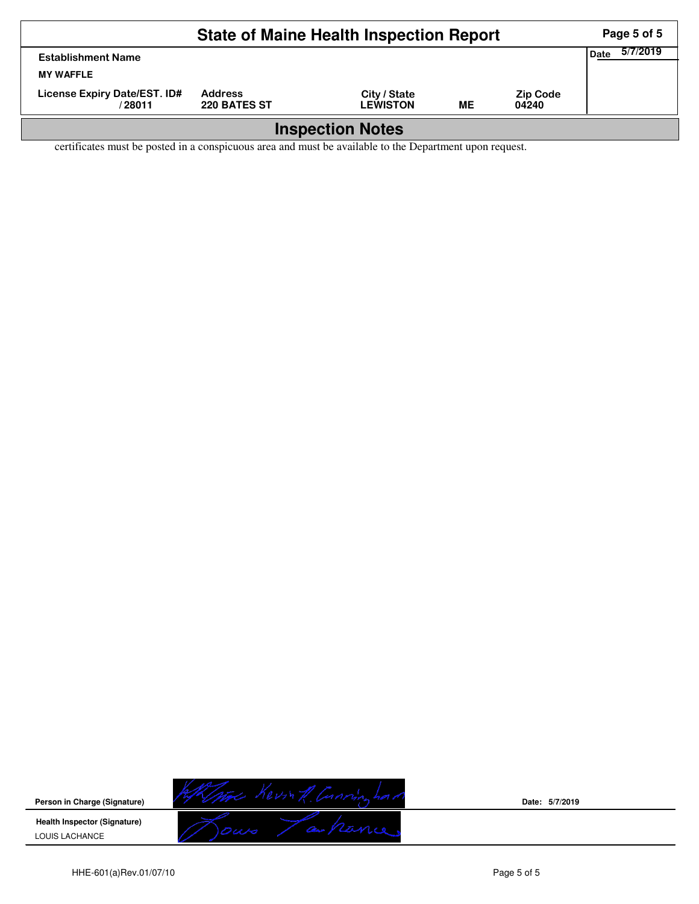# State of Maine Health Inspection Report

| Establishment Name | | | | | Date 5/7/2019 |
|---|---|---|---|---|---|
| MY WAFFLE | | | | | |
| License Expiry Date/EST. ID# | Address | City / State | | Zip Code | |
| / 28011 | 220 BATES ST | LEWISTON | ME | 04240 | |

## Inspection Notes

certificates must be posted in a conspicuous area and must be available to the Department upon request.

| | | |
|---|---|---|
| Person in Charge (Signature) | Kevin R. Cunningham | Date: 5/7/2019 |
| Health Inspector (Signature) LOUIS LACHANCE | Louis Lachance | |

HHE-601(a)Rev.01/07/10